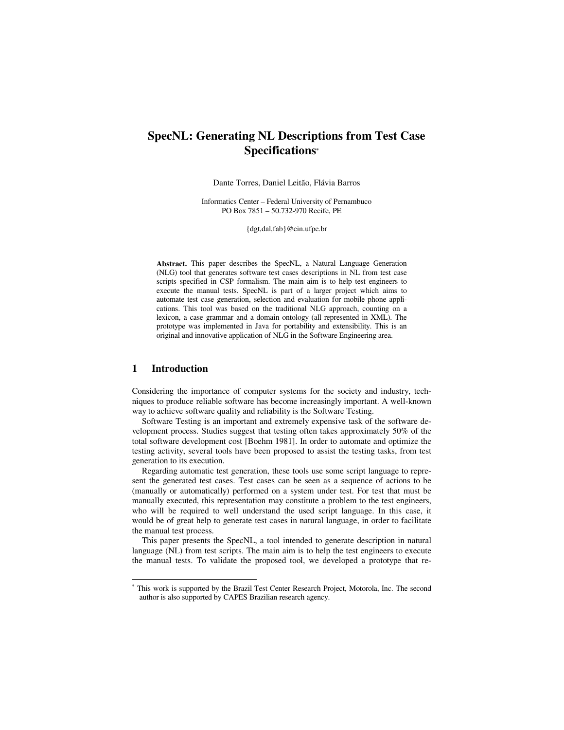# SpecNL: Generating NL Descriptions from Test Case Specifications[*]

Dante Torres, Daniel Leitão, Flávia Barros

Informatics Center – Federal University of Pernambuco
PO Box 7851 – 50.732-970 Recife, PE

{dgt,dal,fab}@cin.ufpe.br

**Abstract.** This paper describes the SpecNL, a Natural Language Generation (NLG) tool that generates software test cases descriptions in NL from test case scripts specified in CSP formalism. The main aim is to help test engineers to execute the manual tests. SpecNL is part of a larger project which aims to automate test case generation, selection and evaluation for mobile phone applications. This tool was based on the traditional NLG approach, counting on a lexicon, a case grammar and a domain ontology (all represented in XML). The prototype was implemented in Java for portability and extensibility. This is an original and innovative application of NLG in the Software Engineering area.

## 1 Introduction

Considering the importance of computer systems for the society and industry, techniques to produce reliable software has become increasingly important. A well-known way to achieve software quality and reliability is the Software Testing.

Software Testing is an important and extremely expensive task of the software development process. Studies suggest that testing often takes approximately 50% of the total software development cost [Boehm 1981]. In order to automate and optimize the testing activity, several tools have been proposed to assist the testing tasks, from test generation to its execution.

Regarding automatic test generation, these tools use some script language to represent the generated test cases. Test cases can be seen as a sequence of actions to be (manually or automatically) performed on a system under test. For test that must be manually executed, this representation may constitute a problem to the test engineers, who will be required to well understand the used script language. In this case, it would be of great help to generate test cases in natural language, in order to facilitate the manual test process.

This paper presents the SpecNL, a tool intended to generate description in natural language (NL) from test scripts. The main aim is to help the test engineers to execute the manual tests. To validate the proposed tool, we developed a prototype that re-

[*] This work is supported by the Brazil Test Center Research Project, Motorola, Inc. The second author is also supported by CAPES Brazilian research agency.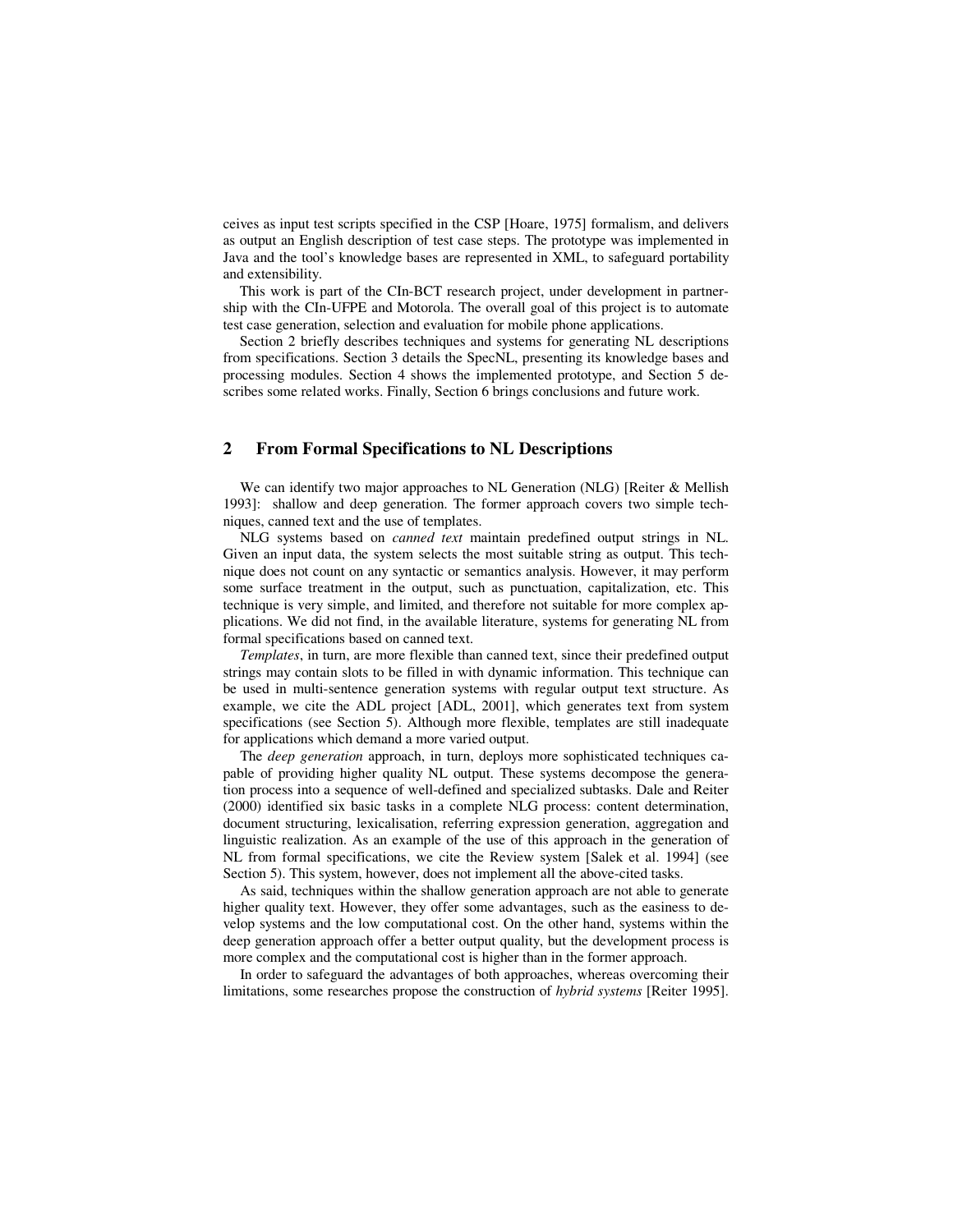ceives as input test scripts specified in the CSP [Hoare, 1975] formalism, and delivers as output an English description of test case steps. The prototype was implemented in Java and the tool's knowledge bases are represented in XML, to safeguard portability and extensibility.

This work is part of the CIn-BCT research project, under development in partnership with the CIn-UFPE and Motorola. The overall goal of this project is to automate test case generation, selection and evaluation for mobile phone applications.

Section 2 briefly describes techniques and systems for generating NL descriptions from specifications. Section 3 details the SpecNL, presenting its knowledge bases and processing modules. Section 4 shows the implemented prototype, and Section 5 describes some related works. Finally, Section 6 brings conclusions and future work.

## 2 From Formal Specifications to NL Descriptions

We can identify two major approaches to NL Generation (NLG) [Reiter & Mellish 1993]: shallow and deep generation. The former approach covers two simple techniques, canned text and the use of templates.

NLG systems based on *canned text* maintain predefined output strings in NL. Given an input data, the system selects the most suitable string as output. This technique does not count on any syntactic or semantics analysis. However, it may perform some surface treatment in the output, such as punctuation, capitalization, etc. This technique is very simple, and limited, and therefore not suitable for more complex applications. We did not find, in the available literature, systems for generating NL from formal specifications based on canned text.

*Templates*, in turn, are more flexible than canned text, since their predefined output strings may contain slots to be filled in with dynamic information. This technique can be used in multi-sentence generation systems with regular output text structure. As example, we cite the ADL project [ADL, 2001], which generates text from system specifications (see Section 5). Although more flexible, templates are still inadequate for applications which demand a more varied output.

The *deep generation* approach, in turn, deploys more sophisticated techniques capable of providing higher quality NL output. These systems decompose the generation process into a sequence of well-defined and specialized subtasks. Dale and Reiter (2000) identified six basic tasks in a complete NLG process: content determination, document structuring, lexicalisation, referring expression generation, aggregation and linguistic realization. As an example of the use of this approach in the generation of NL from formal specifications, we cite the Review system [Salek et al. 1994] (see Section 5). This system, however, does not implement all the above-cited tasks.

As said, techniques within the shallow generation approach are not able to generate higher quality text. However, they offer some advantages, such as the easiness to develop systems and the low computational cost. On the other hand, systems within the deep generation approach offer a better output quality, but the development process is more complex and the computational cost is higher than in the former approach.

In order to safeguard the advantages of both approaches, whereas overcoming their limitations, some researches propose the construction of *hybrid systems* [Reiter 1995].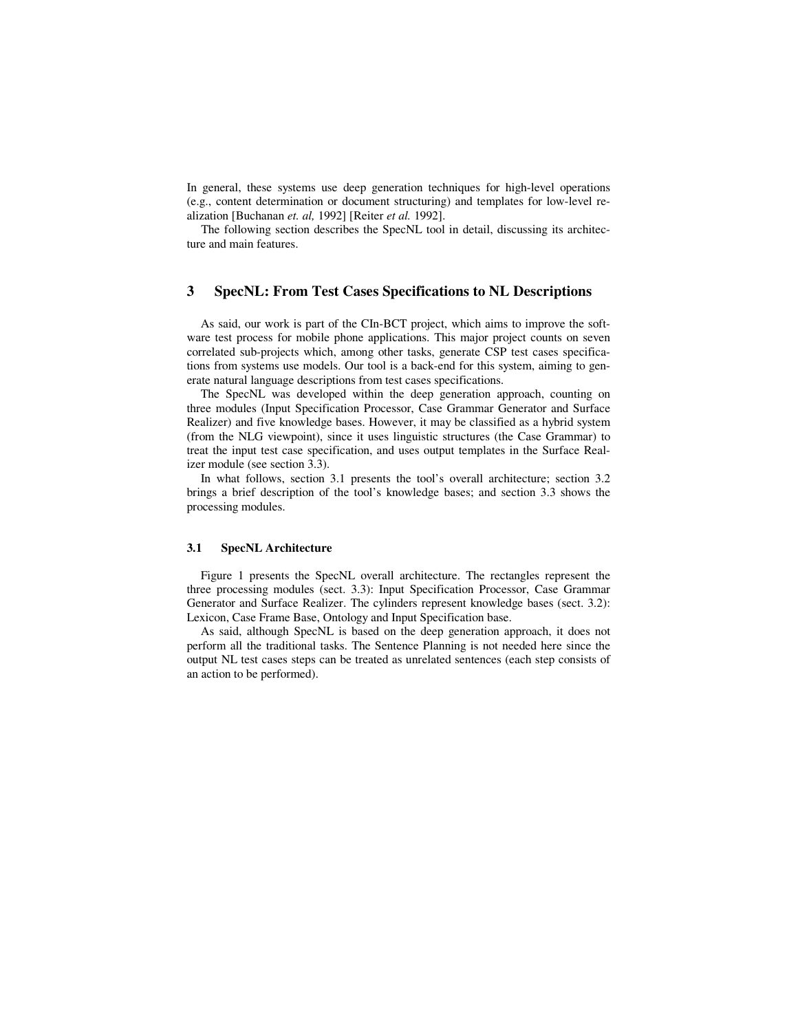In general, these systems use deep generation techniques for high-level operations (e.g., content determination or document structuring) and templates for low-level realization [Buchanan *et. al,* 1992] [Reiter *et al.* 1992].

The following section describes the SpecNL tool in detail, discussing its architecture and main features.

## 3 SpecNL: From Test Cases Specifications to NL Descriptions

As said, our work is part of the CIn-BCT project, which aims to improve the software test process for mobile phone applications. This major project counts on seven correlated sub-projects which, among other tasks, generate CSP test cases specifications from systems use models. Our tool is a back-end for this system, aiming to generate natural language descriptions from test cases specifications.

The SpecNL was developed within the deep generation approach, counting on three modules (Input Specification Processor, Case Grammar Generator and Surface Realizer) and five knowledge bases. However, it may be classified as a hybrid system (from the NLG viewpoint), since it uses linguistic structures (the Case Grammar) to treat the input test case specification, and uses output templates in the Surface Realizer module (see section 3.3).

In what follows, section 3.1 presents the tool's overall architecture; section 3.2 brings a brief description of the tool's knowledge bases; and section 3.3 shows the processing modules.

### 3.1 SpecNL Architecture

Figure 1 presents the SpecNL overall architecture. The rectangles represent the three processing modules (sect. 3.3): Input Specification Processor, Case Grammar Generator and Surface Realizer. The cylinders represent knowledge bases (sect. 3.2): Lexicon, Case Frame Base, Ontology and Input Specification base.

As said, although SpecNL is based on the deep generation approach, it does not perform all the traditional tasks. The Sentence Planning is not needed here since the output NL test cases steps can be treated as unrelated sentences (each step consists of an action to be performed).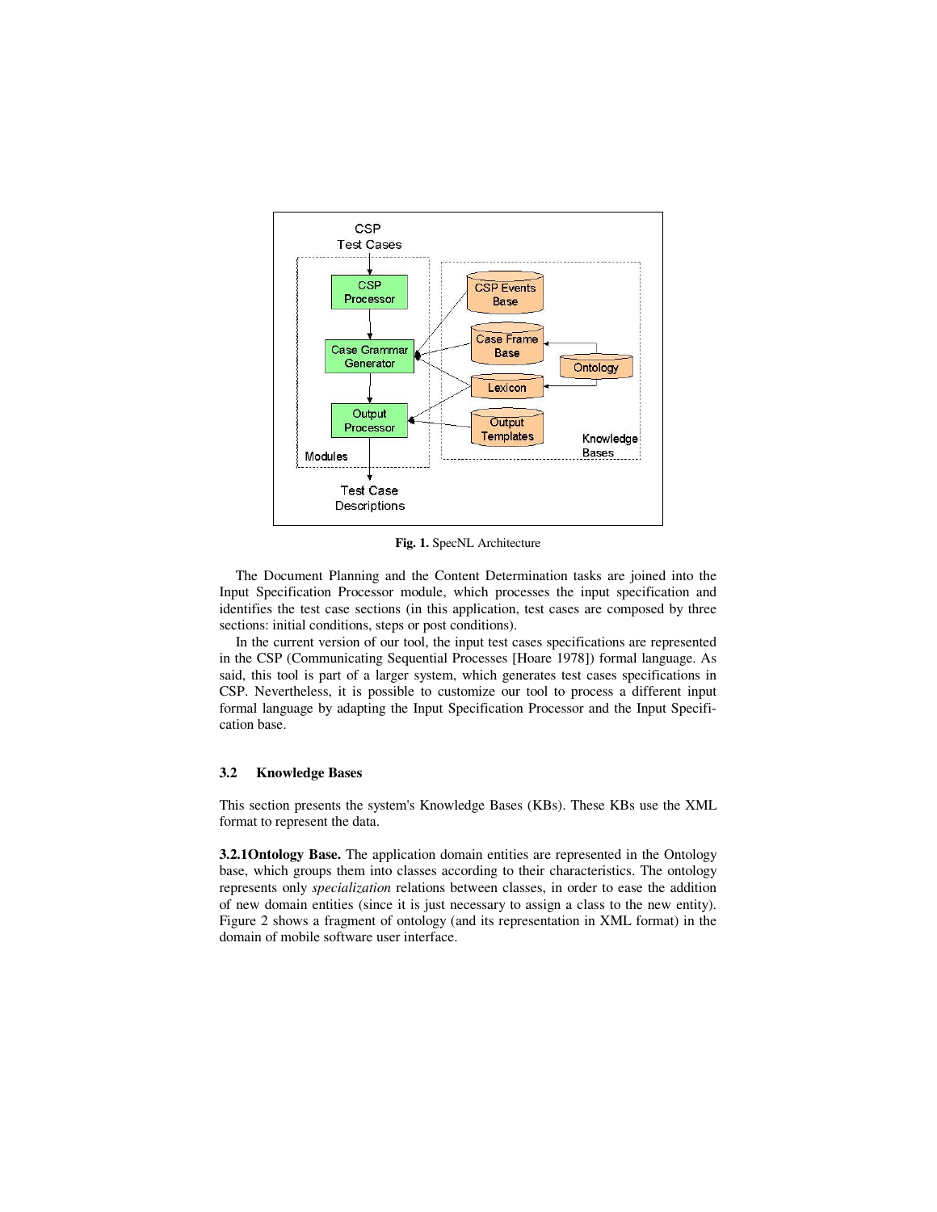**Fig. 1.** SpecNL Architecture

The Document Planning and the Content Determination tasks are joined into the Input Specification Processor module, which processes the input specification and identifies the test case sections (in this application, test cases are composed by three sections: initial conditions, steps or post conditions).

In the current version of our tool, the input test cases specifications are represented in the CSP (Communicating Sequential Processes [Hoare 1978]) formal language. As said, this tool is part of a larger system, which generates test cases specifications in CSP. Nevertheless, it is possible to customize our tool to process a different input formal language by adapting the Input Specification Processor and the Input Specification base.

### 3.2 Knowledge Bases

This section presents the system's Knowledge Bases (KBs). These KBs use the XML format to represent the data.

**3.2.1 Ontology Base.** The application domain entities are represented in the Ontology base, which groups them into classes according to their characteristics. The ontology represents only *specialization* relations between classes, in order to ease the addition of new domain entities (since it is just necessary to assign a class to the new entity). Figure 2 shows a fragment of ontology (and its representation in XML format) in the domain of mobile software user interface.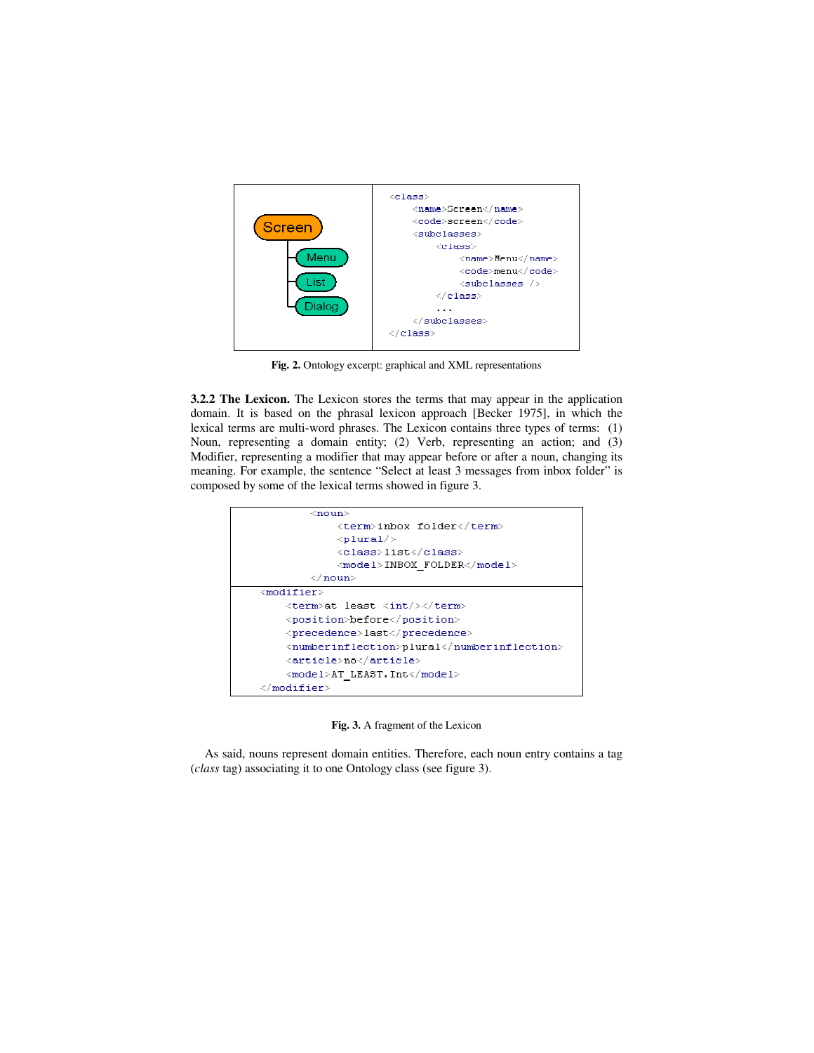Screen
- Menu
- List
- Dialog

```xml
<class>
    <name>Screen</name>
    <code>screen</code>
    <subclasses>
        <class>
            <name>Menu</name>
            <code>menu</code>
            <subclasses />
        </class>
        ...
    </subclasses>
</class>
```

**Fig. 2.** Ontology excerpt: graphical and XML representations

**3.2.2 The Lexicon.** The Lexicon stores the terms that may appear in the application domain. It is based on the phrasal lexicon approach [Becker 1975], in which the lexical terms are multi-word phrases. The Lexicon contains three types of terms: (1) Noun, representing a domain entity; (2) Verb, representing an action; and (3) Modifier, representing a modifier that may appear before or after a noun, changing its meaning. For example, the sentence "Select at least 3 messages from inbox folder" is composed by some of the lexical terms showed in figure 3.

```xml
<noun>
    <term>inbox folder</term>
    <plural/>
    <class>list</class>
    <model>INBOX_FOLDER</model>
</noun>
```

```xml
<modifier>
    <term>at least <int/></term>
    <position>before</position>
    <precedence>last</precedence>
    <numberinflection>plural</numberinflection>
    <article>no</article>
    <model>AT_LEAST.Int</model>
</modifier>
```

**Fig. 3.** A fragment of the Lexicon

As said, nouns represent domain entities. Therefore, each noun entry contains a tag (*class* tag) associating it to one Ontology class (see figure 3).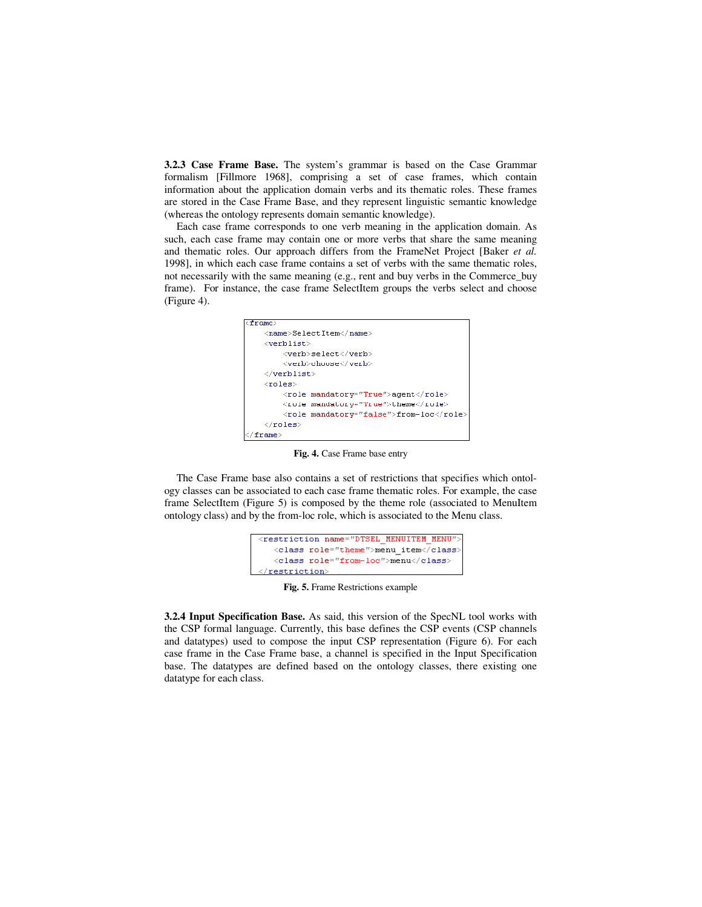**3.2.3 Case Frame Base.** The system's grammar is based on the Case Grammar formalism [Fillmore 1968], comprising a set of case frames, which contain information about the application domain verbs and its thematic roles. These frames are stored in the Case Frame Base, and they represent linguistic semantic knowledge (whereas the ontology represents domain semantic knowledge).

Each case frame corresponds to one verb meaning in the application domain. As such, each case frame may contain one or more verbs that share the same meaning and thematic roles. Our approach differs from the FrameNet Project [Baker *et al.* 1998], in which each case frame contains a set of verbs with the same thematic roles, not necessarily with the same meaning (e.g., rent and buy verbs in the Commerce_buy frame). For instance, the case frame SelectItem groups the verbs select and choose (Figure 4).

```
<frame>
    <name>SelectItem</name>
    <verblist>
        <verb>select</verb>
        <verb>choose</verb>
    </verblist>
    <roles>
        <role mandatory="True">agent</role>
        <role mandatory="True">theme</role>
        <role mandatory="false">from-loc</role>
    </roles>
</frame>
```

**Fig. 4.** Case Frame base entry

The Case Frame base also contains a set of restrictions that specifies which ontology classes can be associated to each case frame thematic roles. For example, the case frame SelectItem (Figure 5) is composed by the theme role (associated to MenuItem ontology class) and by the from-loc role, which is associated to the Menu class.

```
<restriction name="DTSEL_MENUITEM_MENU">
    <class role="theme">menu_item</class>
    <class role="from-loc">menu</class>
</restriction>
```

**Fig. 5.** Frame Restrictions example

**3.2.4 Input Specification Base.** As said, this version of the SpecNL tool works with the CSP formal language. Currently, this base defines the CSP events (CSP channels and datatypes) used to compose the input CSP representation (Figure 6). For each case frame in the Case Frame base, a channel is specified in the Input Specification base. The datatypes are defined based on the ontology classes, there existing one datatype for each class.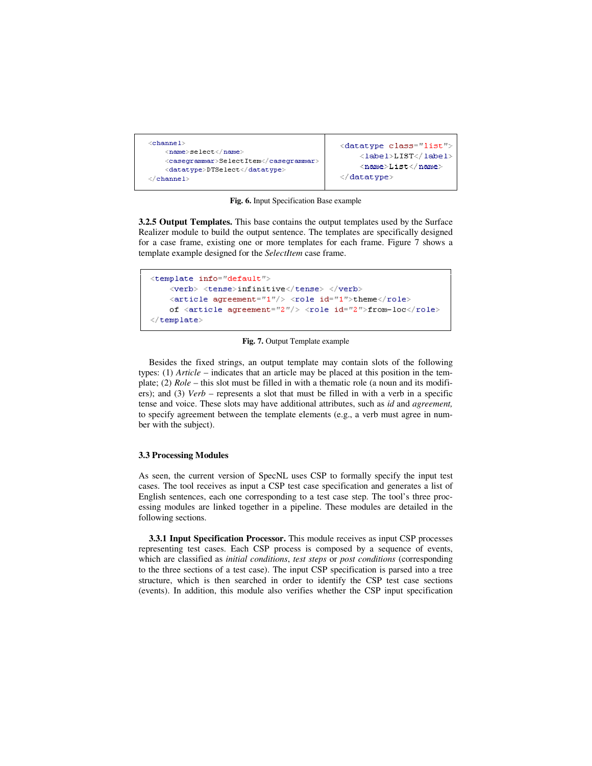```
<channel>
    <name>select</name>
    <casegrammar>SelectItem</casegrammar>
    <datatype>DTSelect</datatype>
</channel>
```

```
<datatype class="list">
    <label>LIST</label>
    <name>List</name>
</datatype>
```

**Fig. 6.** Input Specification Base example

**3.2.5 Output Templates.** This base contains the output templates used by the Surface Realizer module to build the output sentence. The templates are specifically designed for a case frame, existing one or more templates for each frame. Figure 7 shows a template example designed for the *SelectItem* case frame.

```
<template info="default">
    <verb> <tense>infinitive</tense> </verb>
    <article agreement="1"/> <role id="1">theme</role>
    of <article agreement="2"/> <role id="2">from-loc</role>
</template>
```

**Fig. 7.** Output Template example

Besides the fixed strings, an output template may contain slots of the following types: (1) *Article* – indicates that an article may be placed at this position in the template; (2) *Role* – this slot must be filled in with a thematic role (a noun and its modifiers); and (3) *Verb* – represents a slot that must be filled in with a verb in a specific tense and voice. These slots may have additional attributes, such as *id* and *agreement,* to specify agreement between the template elements (e.g., a verb must agree in number with the subject).

### 3.3 Processing Modules

As seen, the current version of SpecNL uses CSP to formally specify the input test cases. The tool receives as input a CSP test case specification and generates a list of English sentences, each one corresponding to a test case step. The tool's three processing modules are linked together in a pipeline. These modules are detailed in the following sections.

**3.3.1 Input Specification Processor.** This module receives as input CSP processes representing test cases. Each CSP process is composed by a sequence of events, which are classified as *initial conditions*, *test steps* or *post conditions* (corresponding to the three sections of a test case). The input CSP specification is parsed into a tree structure, which is then searched in order to identify the CSP test case sections (events). In addition, this module also verifies whether the CSP input specification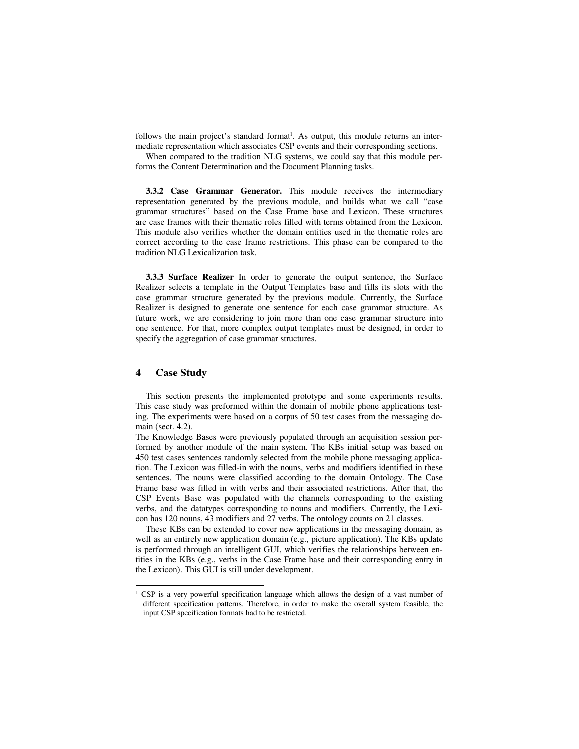follows the main project's standard format[1]. As output, this module returns an intermediate representation which associates CSP events and their corresponding sections.

When compared to the tradition NLG systems, we could say that this module performs the Content Determination and the Document Planning tasks.

**3.3.2 Case Grammar Generator.** This module receives the intermediary representation generated by the previous module, and builds what we call "case grammar structures" based on the Case Frame base and Lexicon. These structures are case frames with their thematic roles filled with terms obtained from the Lexicon. This module also verifies whether the domain entities used in the thematic roles are correct according to the case frame restrictions. This phase can be compared to the tradition NLG Lexicalization task.

**3.3.3 Surface Realizer** In order to generate the output sentence, the Surface Realizer selects a template in the Output Templates base and fills its slots with the case grammar structure generated by the previous module. Currently, the Surface Realizer is designed to generate one sentence for each case grammar structure. As future work, we are considering to join more than one case grammar structure into one sentence. For that, more complex output templates must be designed, in order to specify the aggregation of case grammar structures.

## 4 Case Study

This section presents the implemented prototype and some experiments results. This case study was preformed within the domain of mobile phone applications testing. The experiments were based on a corpus of 50 test cases from the messaging domain (sect. 4.2).

The Knowledge Bases were previously populated through an acquisition session performed by another module of the main system. The KBs initial setup was based on 450 test cases sentences randomly selected from the mobile phone messaging application. The Lexicon was filled-in with the nouns, verbs and modifiers identified in these sentences. The nouns were classified according to the domain Ontology. The Case Frame base was filled in with verbs and their associated restrictions. After that, the CSP Events Base was populated with the channels corresponding to the existing verbs, and the datatypes corresponding to nouns and modifiers. Currently, the Lexicon has 120 nouns, 43 modifiers and 27 verbs. The ontology counts on 21 classes.

These KBs can be extended to cover new applications in the messaging domain, as well as an entirely new application domain (e.g., picture application). The KBs update is performed through an intelligent GUI, which verifies the relationships between entities in the KBs (e.g., verbs in the Case Frame base and their corresponding entry in the Lexicon). This GUI is still under development.

[1] CSP is a very powerful specification language which allows the design of a vast number of different specification patterns. Therefore, in order to make the overall system feasible, the input CSP specification formats had to be restricted.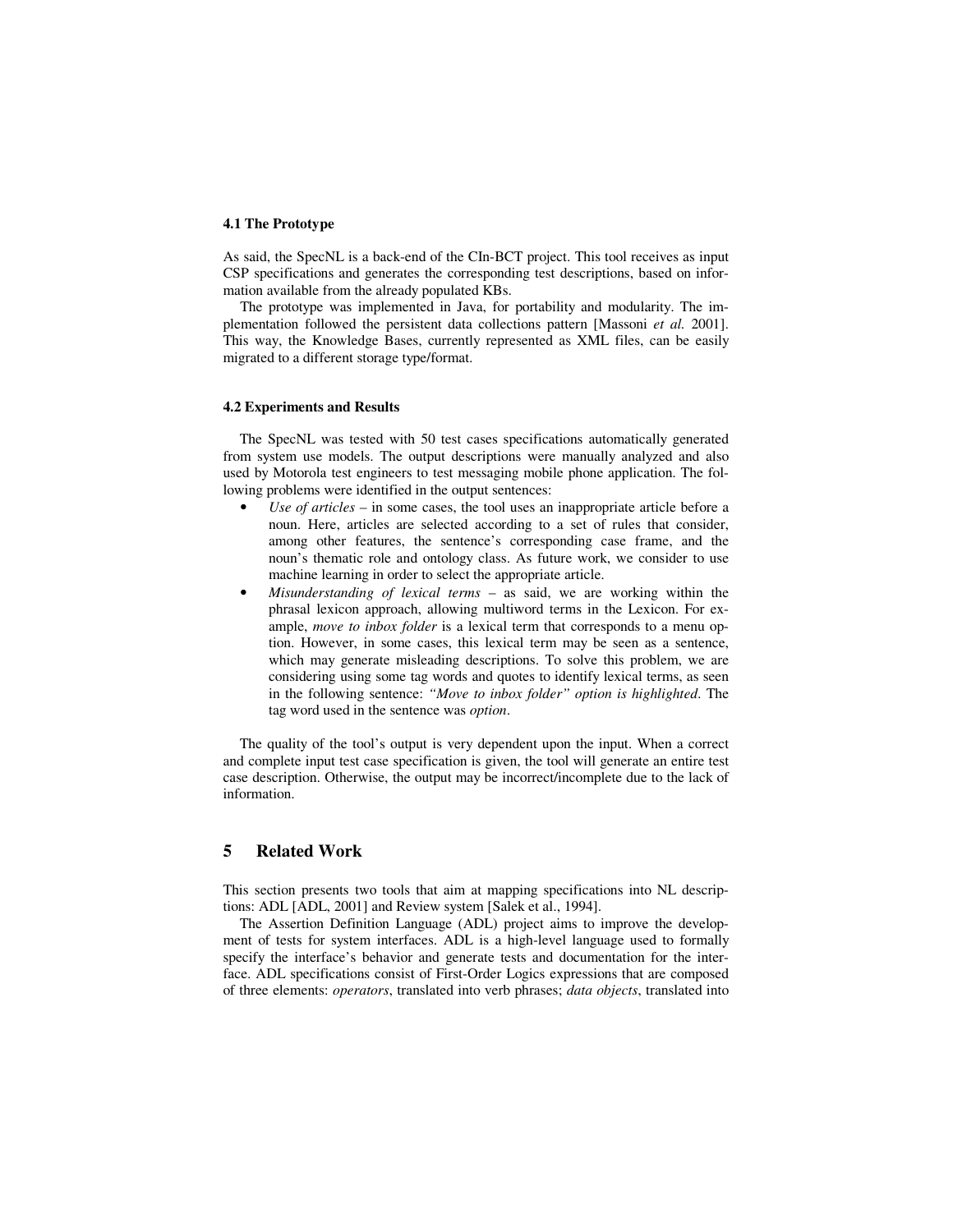### 4.1 The Prototype

As said, the SpecNL is a back-end of the CIn-BCT project. This tool receives as input CSP specifications and generates the corresponding test descriptions, based on information available from the already populated KBs.

The prototype was implemented in Java, for portability and modularity. The implementation followed the persistent data collections pattern [Massoni *et al.* 2001]. This way, the Knowledge Bases, currently represented as XML files, can be easily migrated to a different storage type/format.

### 4.2 Experiments and Results

The SpecNL was tested with 50 test cases specifications automatically generated from system use models. The output descriptions were manually analyzed and also used by Motorola test engineers to test messaging mobile phone application. The following problems were identified in the output sentences:

- *Use of articles* – in some cases, the tool uses an inappropriate article before a noun. Here, articles are selected according to a set of rules that consider, among other features, the sentence's corresponding case frame, and the noun's thematic role and ontology class. As future work, we consider to use machine learning in order to select the appropriate article.
- *Misunderstanding of lexical terms* – as said, we are working within the phrasal lexicon approach, allowing multiword terms in the Lexicon. For example, *move to inbox folder* is a lexical term that corresponds to a menu option. However, in some cases, this lexical term may be seen as a sentence, which may generate misleading descriptions. To solve this problem, we are considering using some tag words and quotes to identify lexical terms, as seen in the following sentence: *"Move to inbox folder" option is highlighted*. The tag word used in the sentence was *option*.

The quality of the tool's output is very dependent upon the input. When a correct and complete input test case specification is given, the tool will generate an entire test case description. Otherwise, the output may be incorrect/incomplete due to the lack of information.

## 5 Related Work

This section presents two tools that aim at mapping specifications into NL descriptions: ADL [ADL, 2001] and Review system [Salek et al., 1994].

The Assertion Definition Language (ADL) project aims to improve the development of tests for system interfaces. ADL is a high-level language used to formally specify the interface's behavior and generate tests and documentation for the interface. ADL specifications consist of First-Order Logics expressions that are composed of three elements: *operators*, translated into verb phrases; *data objects*, translated into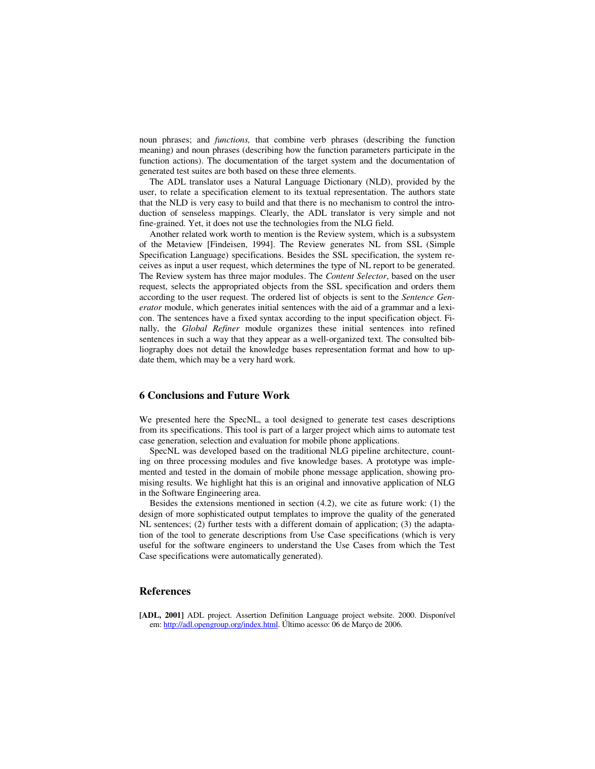noun phrases; and *functions,* that combine verb phrases (describing the function meaning) and noun phrases (describing how the function parameters participate in the function actions). The documentation of the target system and the documentation of generated test suites are both based on these three elements.

The ADL translator uses a Natural Language Dictionary (NLD), provided by the user, to relate a specification element to its textual representation. The authors state that the NLD is very easy to build and that there is no mechanism to control the introduction of senseless mappings. Clearly, the ADL translator is very simple and not fine-grained. Yet, it does not use the technologies from the NLG field.

Another related work worth to mention is the Review system, which is a subsystem of the Metaview [Findeisen, 1994]. The Review generates NL from SSL (Simple Specification Language) specifications. Besides the SSL specification, the system receives as input a user request, which determines the type of NL report to be generated. The Review system has three major modules. The *Content Selector*, based on the user request, selects the appropriated objects from the SSL specification and orders them according to the user request. The ordered list of objects is sent to the *Sentence Generator* module, which generates initial sentences with the aid of a grammar and a lexicon. The sentences have a fixed syntax according to the input specification object. Finally, the *Global Refiner* module organizes these initial sentences into refined sentences in such a way that they appear as a well-organized text. The consulted bibliography does not detail the knowledge bases representation format and how to update them, which may be a very hard work.

## 6 Conclusions and Future Work

We presented here the SpecNL, a tool designed to generate test cases descriptions from its specifications. This tool is part of a larger project which aims to automate test case generation, selection and evaluation for mobile phone applications.

SpecNL was developed based on the traditional NLG pipeline architecture, counting on three processing modules and five knowledge bases. A prototype was implemented and tested in the domain of mobile phone message application, showing promising results. We highlight hat this is an original and innovative application of NLG in the Software Engineering area.

Besides the extensions mentioned in section (4.2), we cite as future work: (1) the design of more sophisticated output templates to improve the quality of the generated NL sentences; (2) further tests with a different domain of application; (3) the adaptation of the tool to generate descriptions from Use Case specifications (which is very useful for the software engineers to understand the Use Cases from which the Test Case specifications were automatically generated).

## References

**[ADL, 2001]** ADL project. Assertion Definition Language project website. 2000. Disponível em: http://adl.opengroup.org/index.html. Último acesso: 06 de Março de 2006.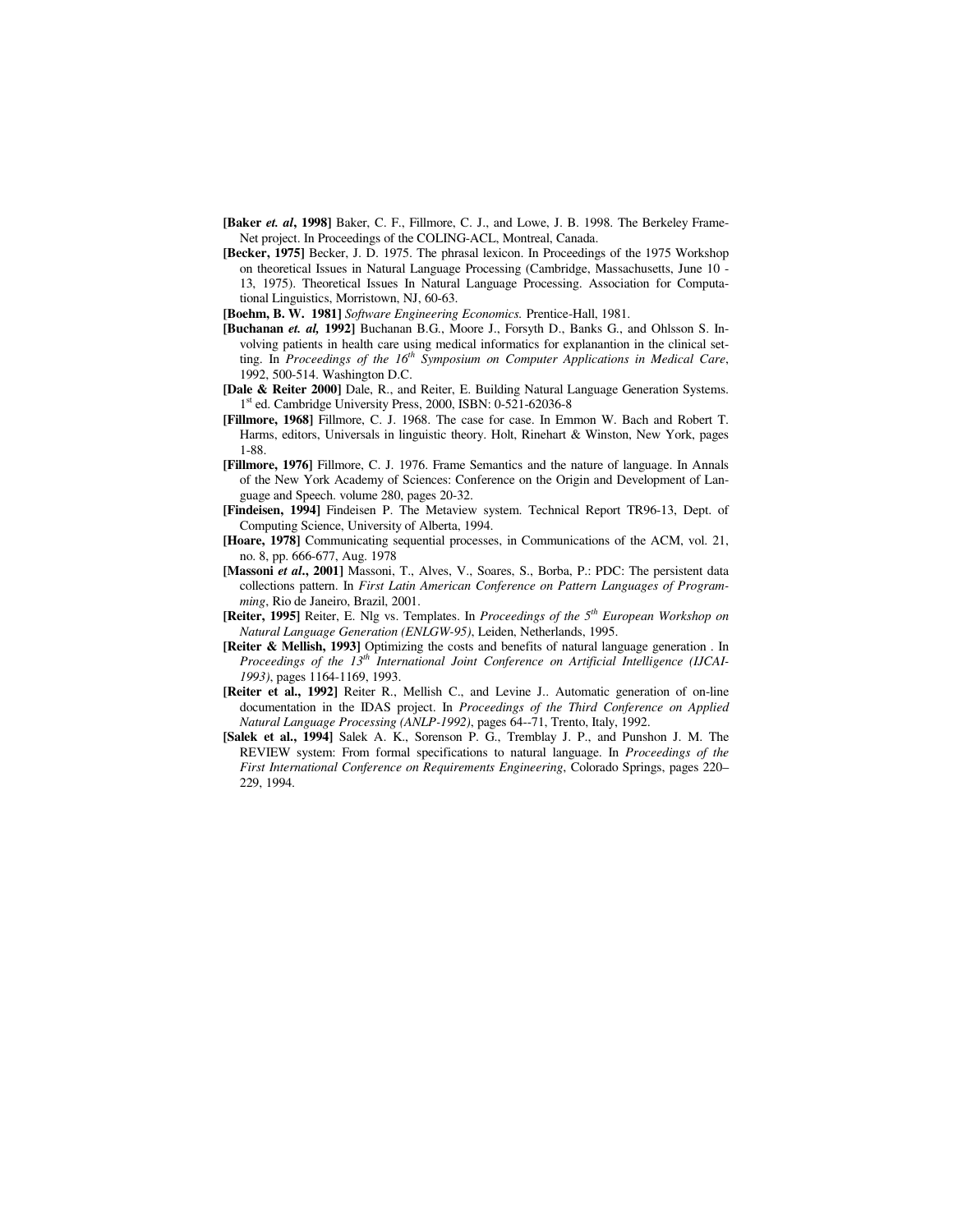**[Baker *et. al*, 1998]** Baker, C. F., Fillmore, C. J., and Lowe, J. B. 1998. The Berkeley FrameNet project. In Proceedings of the COLING-ACL, Montreal, Canada.

**[Becker, 1975]** Becker, J. D. 1975. The phrasal lexicon. In Proceedings of the 1975 Workshop on theoretical Issues in Natural Language Processing (Cambridge, Massachusetts, June 10 - 13, 1975). Theoretical Issues In Natural Language Processing. Association for Computational Linguistics, Morristown, NJ, 60-63.

**[Boehm, B. W. 1981]** *Software Engineering Economics.* Prentice-Hall, 1981.

**[Buchanan *et. al,* 1992]** Buchanan B.G., Moore J., Forsyth D., Banks G., and Ohlsson S. Involving patients in health care using medical informatics for explanantion in the clinical setting. In *Proceedings of the 16th Symposium on Computer Applications in Medical Care*, 1992, 500-514. Washington D.C.

**[Dale & Reiter 2000]** Dale, R., and Reiter, E. Building Natural Language Generation Systems. 1st ed. Cambridge University Press, 2000, ISBN: 0-521-62036-8

**[Fillmore, 1968]** Fillmore, C. J. 1968. The case for case. In Emmon W. Bach and Robert T. Harms, editors, Universals in linguistic theory. Holt, Rinehart & Winston, New York, pages 1-88.

**[Fillmore, 1976]** Fillmore, C. J. 1976. Frame Semantics and the nature of language. In Annals of the New York Academy of Sciences: Conference on the Origin and Development of Language and Speech. volume 280, pages 20-32.

**[Findeisen, 1994]** Findeisen P. The Metaview system. Technical Report TR96-13, Dept. of Computing Science, University of Alberta, 1994.

**[Hoare, 1978]** Communicating sequential processes, in Communications of the ACM, vol. 21, no. 8, pp. 666-677, Aug. 1978

**[Massoni *et al*., 2001]** Massoni, T., Alves, V., Soares, S., Borba, P.: PDC: The persistent data collections pattern. In *First Latin American Conference on Pattern Languages of Programming*, Rio de Janeiro, Brazil, 2001.

**[Reiter, 1995]** Reiter, E. Nlg vs. Templates. In *Proceedings of the 5th European Workshop on Natural Language Generation (ENLGW-95)*, Leiden, Netherlands, 1995.

**[Reiter & Mellish, 1993]** Optimizing the costs and benefits of natural language generation . In *Proceedings of the 13th International Joint Conference on Artificial Intelligence (IJCAI-1993)*, pages 1164-1169, 1993.

**[Reiter et al., 1992]** Reiter R., Mellish C., and Levine J.. Automatic generation of on-line documentation in the IDAS project. In *Proceedings of the Third Conference on Applied Natural Language Processing (ANLP-1992)*, pages 64--71, Trento, Italy, 1992.

**[Salek et al., 1994]** Salek A. K., Sorenson P. G., Tremblay J. P., and Punshon J. M. The REVIEW system: From formal specifications to natural language. In *Proceedings of the First International Conference on Requirements Engineering*, Colorado Springs, pages 220–229, 1994.